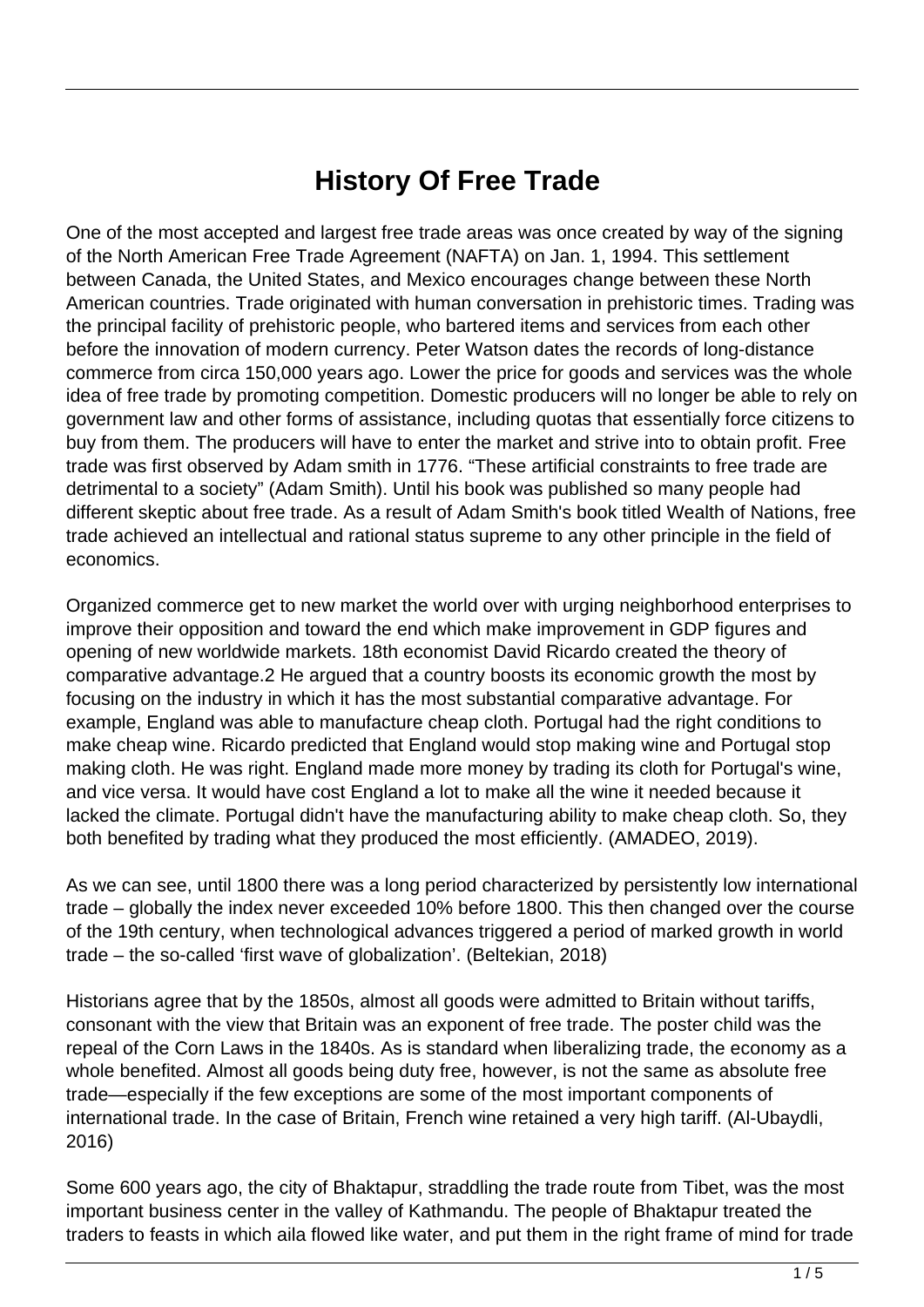# History Of Free Trade

One of the most accepted and largest free trade areas was once created by way of the signing of the North American Free Trade Agreement (NAFTA) on Jan. 1, 1994. This settlement between Canada, the United States, and Mexico encourages change between these North American countries. Trade originated with human conversation in prehistoric times. Trading was the principal facility of prehistoric people, who bartered items and services from each other before the innovation of modern currency. Peter Watson dates the records of long-distance commerce from circa 150,000 years ago. Lower the price for goods and services was the whole idea of free trade by promoting competition. Domestic producers will no longer be able to rely on government law and other forms of assistance, including quotas that essentially force citizens to buy from them. The producers will have to enter the market and strive into to obtain profit. Free trade was first observed by Adam smith in 1776. "These artificial constraints to free trade are detrimental to a society" (Adam Smith). Until his book was published so many people had different skeptic about free trade. As a result of Adam Smith's book titled Wealth of Nations, free trade achieved an intellectual and rational status supreme to any other principle in the field of economics.

Organized commerce get to new market the world over with urging neighborhood enterprises to improve their opposition and toward the end which make improvement in GDP figures and opening of new worldwide markets. 18th economist David Ricardo created the theory of comparative advantage.2 He argued that a country boosts its economic growth the most by focusing on the industry in which it has the most substantial comparative advantage. For example, England was able to manufacture cheap cloth. Portugal had the right conditions to make cheap wine. Ricardo predicted that England would stop making wine and Portugal stop making cloth. He was right. England made more money by trading its cloth for Portugal's wine, and vice versa. It would have cost England a lot to make all the wine it needed because it lacked the climate. Portugal didn't have the manufacturing ability to make cheap cloth. So, they both benefited by trading what they produced the most efficiently. (AMADEO, 2019).

As we can see, until 1800 there was a long period characterized by persistently low international trade – globally the index never exceeded 10% before 1800. This then changed over the course of the 19th century, when technological advances triggered a period of marked growth in world trade – the so-called 'first wave of globalization'. (Beltekian, 2018)

Historians agree that by the 1850s, almost all goods were admitted to Britain without tariffs, consonant with the view that Britain was an exponent of free trade. The poster child was the repeal of the Corn Laws in the 1840s. As is standard when liberalizing trade, the economy as a whole benefited. Almost all goods being duty free, however, is not the same as absolute free trade—especially if the few exceptions are some of the most important components of international trade. In the case of Britain, French wine retained a very high tariff. (Al-Ubaydli, 2016)

Some 600 years ago, the city of Bhaktapur, straddling the trade route from Tibet, was the most important business center in the valley of Kathmandu. The people of Bhaktapur treated the traders to feasts in which aila flowed like water, and put them in the right frame of mind for trade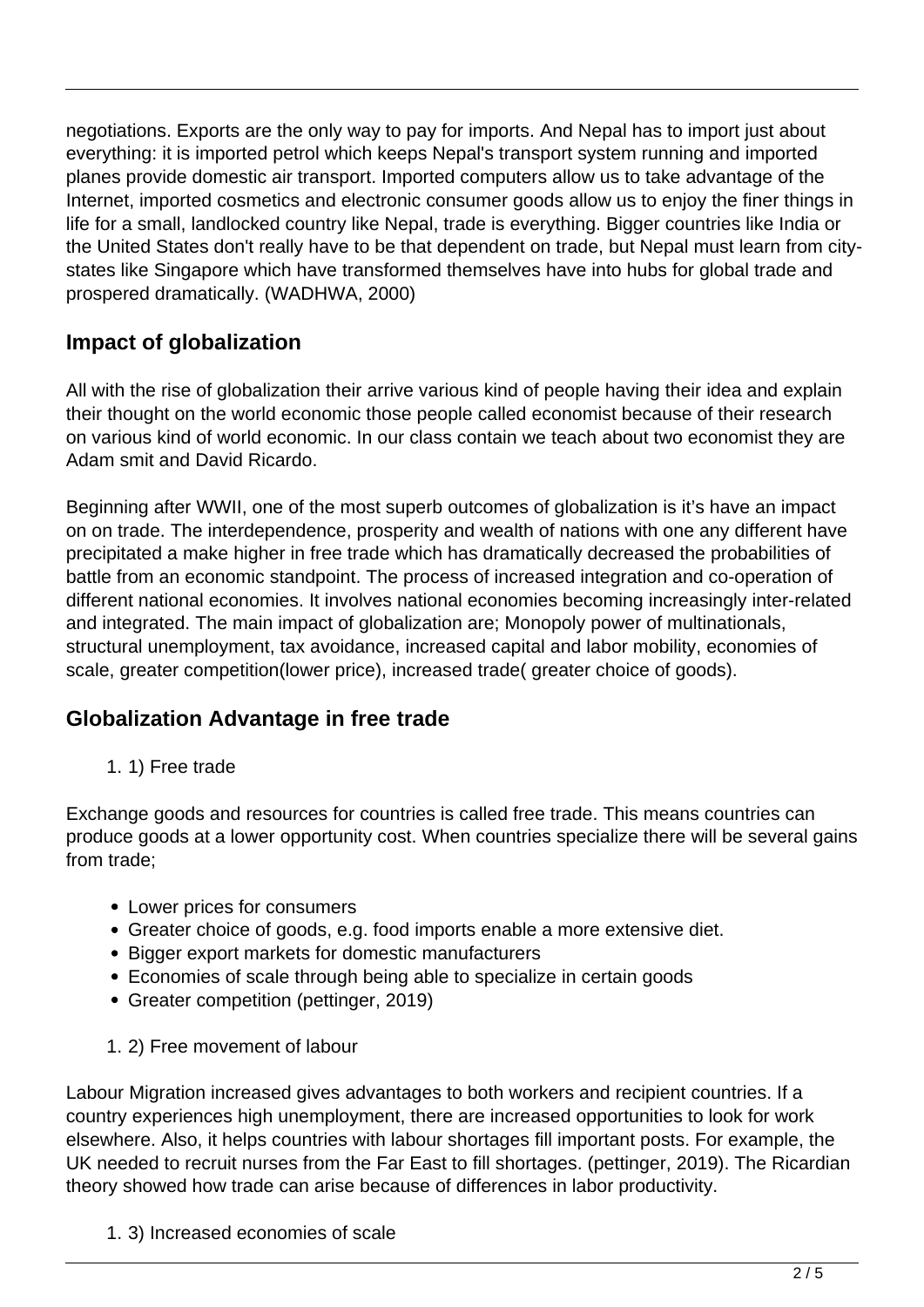negotiations. Exports are the only way to pay for imports. And Nepal has to import just about everything: it is imported petrol which keeps Nepal's transport system running and imported planes provide domestic air transport. Imported computers allow us to take advantage of the Internet, imported cosmetics and electronic consumer goods allow us to enjoy the finer things in life for a small, landlocked country like Nepal, trade is everything. Bigger countries like India or the United States don't really have to be that dependent on trade, but Nepal must learn from city-states like Singapore which have transformed themselves have into hubs for global trade and prospered dramatically. (WADHWA, 2000)

## Impact of globalization

All with the rise of globalization their arrive various kind of people having their idea and explain their thought on the world economic those people called economist because of their research on various kind of world economic. In our class contain we teach about two economist they are Adam smit and David Ricardo.

Beginning after WWII, one of the most superb outcomes of globalization is it's have an impact on on trade. The interdependence, prosperity and wealth of nations with one any different have precipitated a make higher in free trade which has dramatically decreased the probabilities of battle from an economic standpoint. The process of increased integration and co-operation of different national economies. It involves national economies becoming increasingly inter-related and integrated. The main impact of globalization are; Monopoly power of multinationals, structural unemployment, tax avoidance, increased capital and labor mobility, economies of scale, greater competition(lower price), increased trade( greater choice of goods).

## Globalization Advantage in free trade

1. 1) Free trade

Exchange goods and resources for countries is called free trade. This means countries can produce goods at a lower opportunity cost. When countries specialize there will be several gains from trade;

- Lower prices for consumers
- Greater choice of goods, e.g. food imports enable a more extensive diet.
- Bigger export markets for domestic manufacturers
- Economies of scale through being able to specialize in certain goods
- Greater competition (pettinger, 2019)

1. 2) Free movement of labour

Labour Migration increased gives advantages to both workers and recipient countries. If a country experiences high unemployment, there are increased opportunities to look for work elsewhere. Also, it helps countries with labour shortages fill important posts. For example, the UK needed to recruit nurses from the Far East to fill shortages. (pettinger, 2019). The Ricardian theory showed how trade can arise because of differences in labor productivity.

1. 3) Increased economies of scale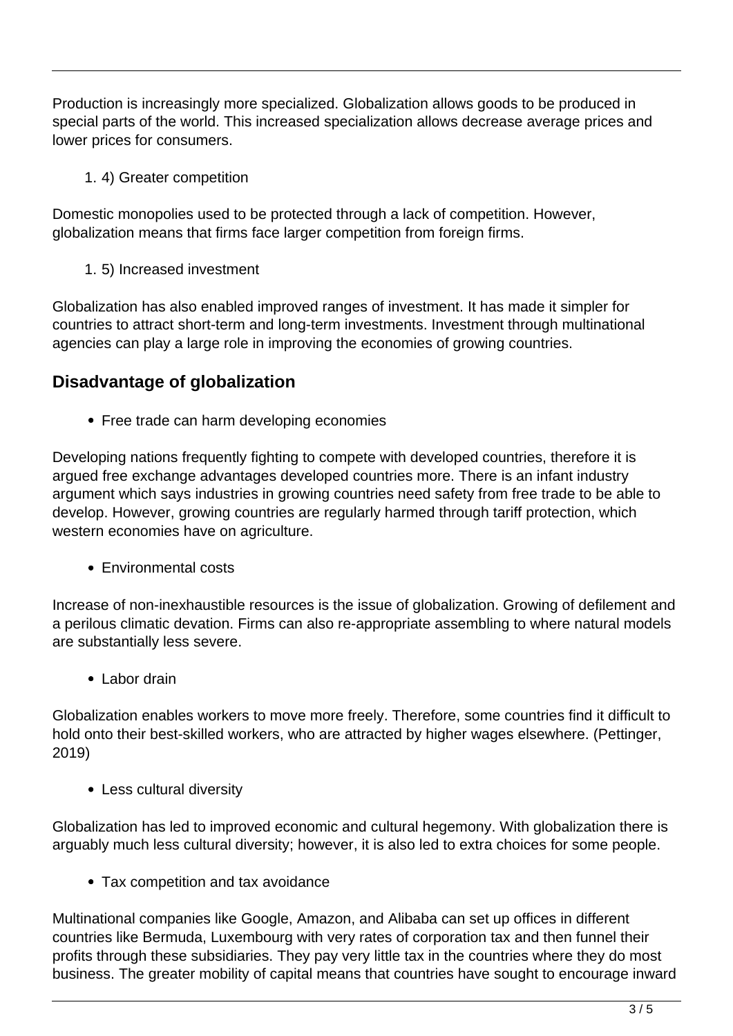Production is increasingly more specialized. Globalization allows goods to be produced in special parts of the world. This increased specialization allows decrease average prices and lower prices for consumers.

1. 4) Greater competition

Domestic monopolies used to be protected through a lack of competition. However, globalization means that firms face larger competition from foreign firms.

1. 5) Increased investment

Globalization has also enabled improved ranges of investment. It has made it simpler for countries to attract short-term and long-term investments. Investment through multinational agencies can play a large role in improving the economies of growing countries.

### Disadvantage of globalization

- Free trade can harm developing economies

Developing nations frequently fighting to compete with developed countries, therefore it is argued free exchange advantages developed countries more. There is an infant industry argument which says industries in growing countries need safety from free trade to be able to develop. However, growing countries are regularly harmed through tariff protection, which western economies have on agriculture.

- Environmental costs

Increase of non-inexhaustible resources is the issue of globalization. Growing of defilement and a perilous climatic devation. Firms can also re-appropriate assembling to where natural models are substantially less severe.

- Labor drain

Globalization enables workers to move more freely. Therefore, some countries find it difficult to hold onto their best-skilled workers, who are attracted by higher wages elsewhere. (Pettinger, 2019)

- Less cultural diversity

Globalization has led to improved economic and cultural hegemony. With globalization there is arguably much less cultural diversity; however, it is also led to extra choices for some people.

- Tax competition and tax avoidance

Multinational companies like Google, Amazon, and Alibaba can set up offices in different countries like Bermuda, Luxembourg with very rates of corporation tax and then funnel their profits through these subsidiaries. They pay very little tax in the countries where they do most business. The greater mobility of capital means that countries have sought to encourage inward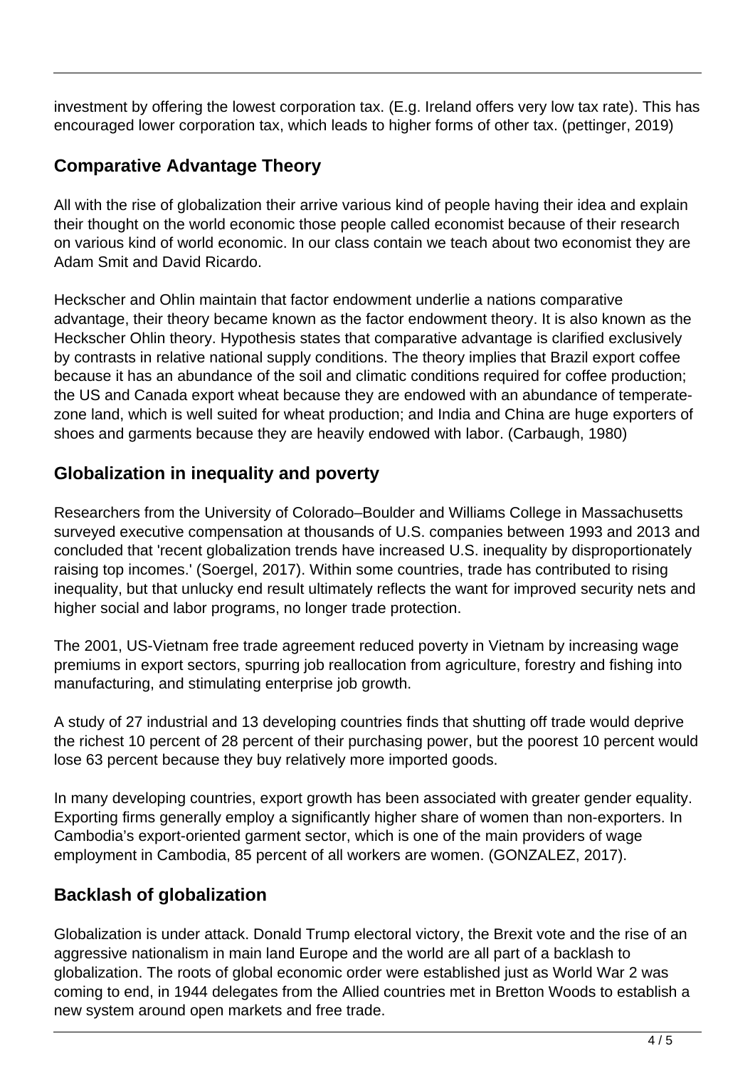investment by offering the lowest corporation tax. (E.g. Ireland offers very low tax rate). This has encouraged lower corporation tax, which leads to higher forms of other tax. (pettinger, 2019)

## Comparative Advantage Theory

All with the rise of globalization their arrive various kind of people having their idea and explain their thought on the world economic those people called economist because of their research on various kind of world economic. In our class contain we teach about two economist they are Adam Smit and David Ricardo.

Heckscher and Ohlin maintain that factor endowment underlie a nations comparative advantage, their theory became known as the factor endowment theory. It is also known as the Heckscher Ohlin theory. Hypothesis states that comparative advantage is clarified exclusively by contrasts in relative national supply conditions. The theory implies that Brazil export coffee because it has an abundance of the soil and climatic conditions required for coffee production; the US and Canada export wheat because they are endowed with an abundance of temperate-zone land, which is well suited for wheat production; and India and China are huge exporters of shoes and garments because they are heavily endowed with labor. (Carbaugh, 1980)

## Globalization in inequality and poverty

Researchers from the University of Colorado–Boulder and Williams College in Massachusetts surveyed executive compensation at thousands of U.S. companies between 1993 and 2013 and concluded that 'recent globalization trends have increased U.S. inequality by disproportionately raising top incomes.' (Soergel, 2017). Within some countries, trade has contributed to rising inequality, but that unlucky end result ultimately reflects the want for improved security nets and higher social and labor programs, no longer trade protection.

The 2001, US-Vietnam free trade agreement reduced poverty in Vietnam by increasing wage premiums in export sectors, spurring job reallocation from agriculture, forestry and fishing into manufacturing, and stimulating enterprise job growth.

A study of 27 industrial and 13 developing countries finds that shutting off trade would deprive the richest 10 percent of 28 percent of their purchasing power, but the poorest 10 percent would lose 63 percent because they buy relatively more imported goods.

In many developing countries, export growth has been associated with greater gender equality. Exporting firms generally employ a significantly higher share of women than non-exporters. In Cambodia's export-oriented garment sector, which is one of the main providers of wage employment in Cambodia, 85 percent of all workers are women. (GONZALEZ, 2017).

## Backlash of globalization

Globalization is under attack. Donald Trump electoral victory, the Brexit vote and the rise of an aggressive nationalism in main land Europe and the world are all part of a backlash to globalization. The roots of global economic order were established just as World War 2 was coming to end, in 1944 delegates from the Allied countries met in Bretton Woods to establish a new system around open markets and free trade.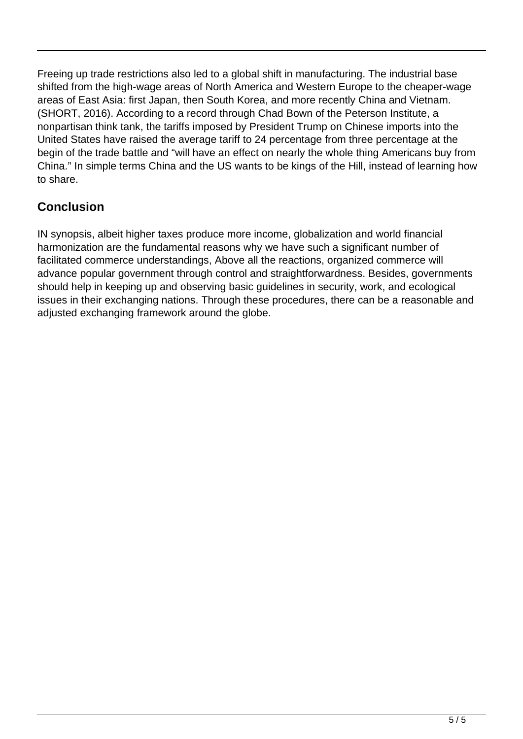Freeing up trade restrictions also led to a global shift in manufacturing. The industrial base shifted from the high-wage areas of North America and Western Europe to the cheaper-wage areas of East Asia: first Japan, then South Korea, and more recently China and Vietnam. (SHORT, 2016). According to a record through Chad Bown of the Peterson Institute, a nonpartisan think tank, the tariffs imposed by President Trump on Chinese imports into the United States have raised the average tariff to 24 percentage from three percentage at the begin of the trade battle and "will have an effect on nearly the whole thing Americans buy from China." In simple terms China and the US wants to be kings of the Hill, instead of learning how to share.

## Conclusion

IN synopsis, albeit higher taxes produce more income, globalization and world financial harmonization are the fundamental reasons why we have such a significant number of facilitated commerce understandings, Above all the reactions, organized commerce will advance popular government through control and straightforwardness. Besides, governments should help in keeping up and observing basic guidelines in security, work, and ecological issues in their exchanging nations. Through these procedures, there can be a reasonable and adjusted exchanging framework around the globe.